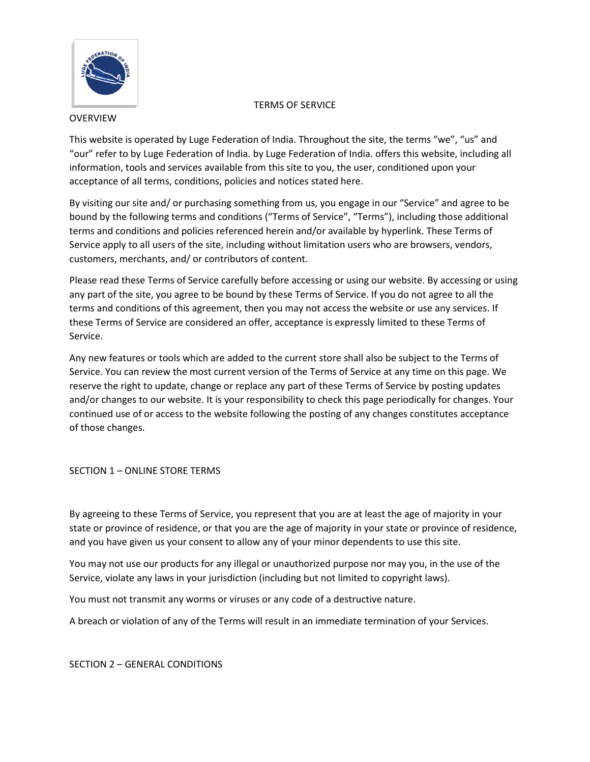# TERMS OF SERVICE

## OVERVIEW

This website is operated by Luge Federation of India. Throughout the site, the terms “we”, “us” and “our” refer to by Luge Federation of India. by Luge Federation of India. offers this website, including all information, tools and services available from this site to you, the user, conditioned upon your acceptance of all terms, conditions, policies and notices stated here.

By visiting our site and/ or purchasing something from us, you engage in our “Service” and agree to be bound by the following terms and conditions (“Terms of Service”, “Terms”), including those additional terms and conditions and policies referenced herein and/or available by hyperlink. These Terms of Service apply to all users of the site, including without limitation users who are browsers, vendors, customers, merchants, and/ or contributors of content.

Please read these Terms of Service carefully before accessing or using our website. By accessing or using any part of the site, you agree to be bound by these Terms of Service. If you do not agree to all the terms and conditions of this agreement, then you may not access the website or use any services. If these Terms of Service are considered an offer, acceptance is expressly limited to these Terms of Service.

Any new features or tools which are added to the current store shall also be subject to the Terms of Service. You can review the most current version of the Terms of Service at any time on this page. We reserve the right to update, change or replace any part of these Terms of Service by posting updates and/or changes to our website. It is your responsibility to check this page periodically for changes. Your continued use of or access to the website following the posting of any changes constitutes acceptance of those changes.

## SECTION 1 – ONLINE STORE TERMS

By agreeing to these Terms of Service, you represent that you are at least the age of majority in your state or province of residence, or that you are the age of majority in your state or province of residence, and you have given us your consent to allow any of your minor dependents to use this site.

You may not use our products for any illegal or unauthorized purpose nor may you, in the use of the Service, violate any laws in your jurisdiction (including but not limited to copyright laws).

You must not transmit any worms or viruses or any code of a destructive nature.

A breach or violation of any of the Terms will result in an immediate termination of your Services.

## SECTION 2 – GENERAL CONDITIONS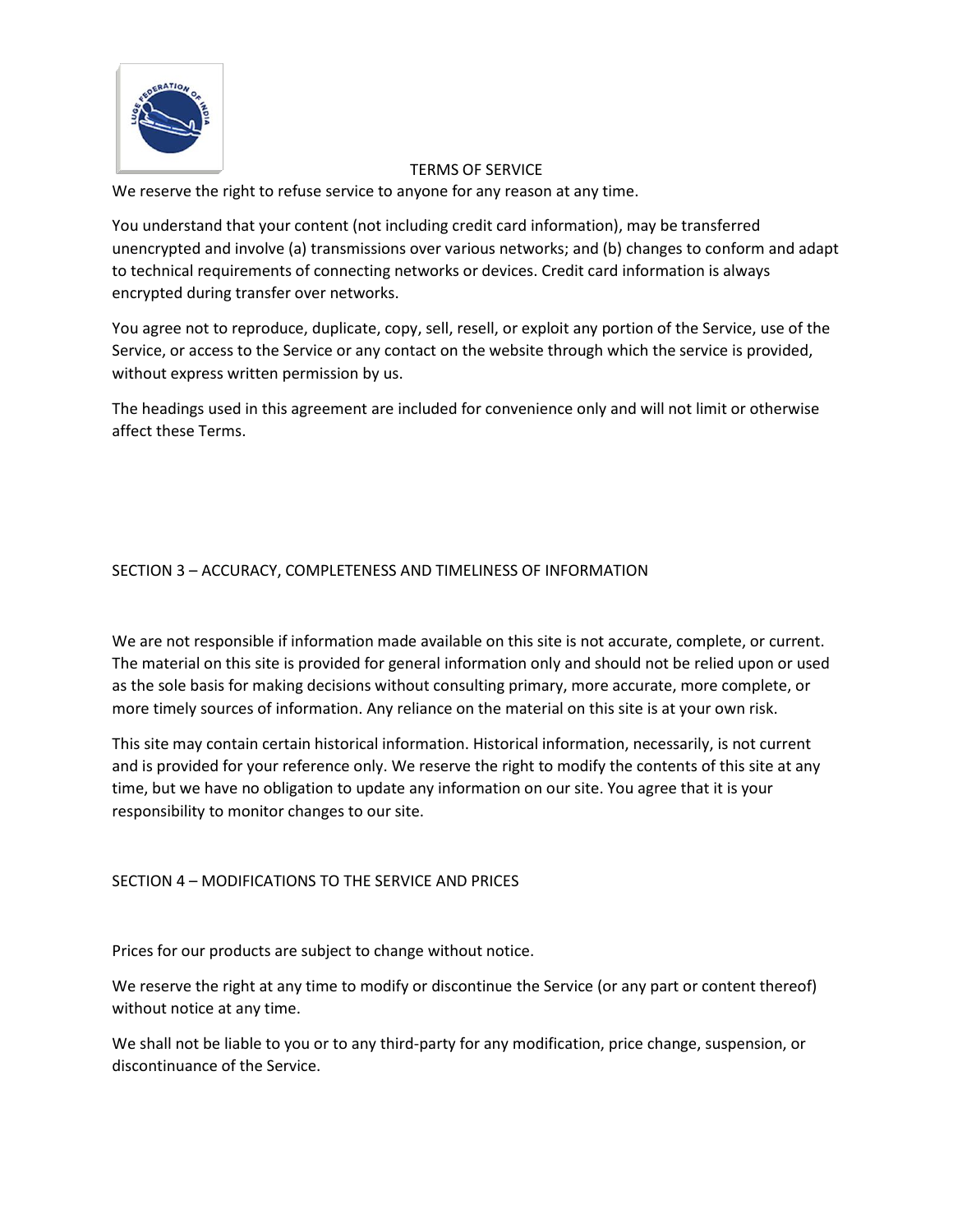TERMS OF SERVICE

We reserve the right to refuse service to anyone for any reason at any time.

You understand that your content (not including credit card information), may be transferred unencrypted and involve (a) transmissions over various networks; and (b) changes to conform and adapt to technical requirements of connecting networks or devices. Credit card information is always encrypted during transfer over networks.

You agree not to reproduce, duplicate, copy, sell, resell, or exploit any portion of the Service, use of the Service, or access to the Service or any contact on the website through which the service is provided, without express written permission by us.

The headings used in this agreement are included for convenience only and will not limit or otherwise affect these Terms.

## SECTION 3 – ACCURACY, COMPLETENESS AND TIMELINESS OF INFORMATION

We are not responsible if information made available on this site is not accurate, complete, or current. The material on this site is provided for general information only and should not be relied upon or used as the sole basis for making decisions without consulting primary, more accurate, more complete, or more timely sources of information. Any reliance on the material on this site is at your own risk.

This site may contain certain historical information. Historical information, necessarily, is not current and is provided for your reference only. We reserve the right to modify the contents of this site at any time, but we have no obligation to update any information on our site. You agree that it is your responsibility to monitor changes to our site.

## SECTION 4 – MODIFICATIONS TO THE SERVICE AND PRICES

Prices for our products are subject to change without notice.

We reserve the right at any time to modify or discontinue the Service (or any part or content thereof) without notice at any time.

We shall not be liable to you or to any third-party for any modification, price change, suspension, or discontinuance of the Service.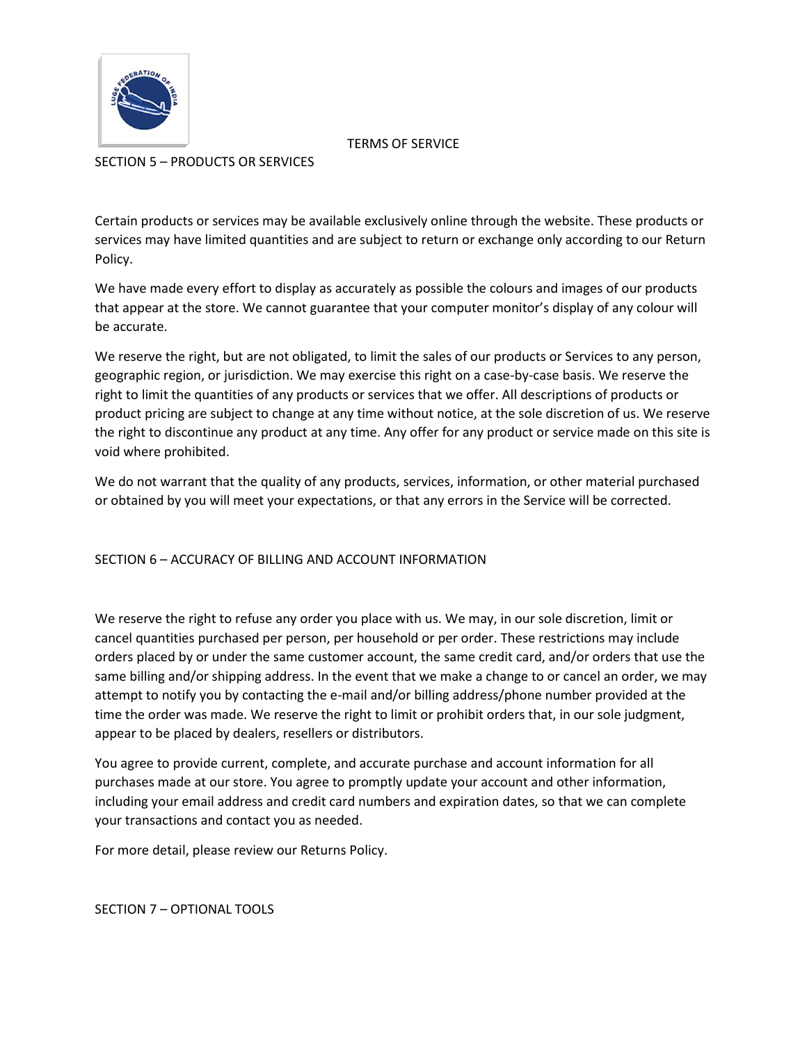TERMS OF SERVICE

## SECTION 5 – PRODUCTS OR SERVICES

Certain products or services may be available exclusively online through the website. These products or services may have limited quantities and are subject to return or exchange only according to our Return Policy.

We have made every effort to display as accurately as possible the colours and images of our products that appear at the store. We cannot guarantee that your computer monitor's display of any colour will be accurate.

We reserve the right, but are not obligated, to limit the sales of our products or Services to any person, geographic region, or jurisdiction. We may exercise this right on a case-by-case basis. We reserve the right to limit the quantities of any products or services that we offer. All descriptions of products or product pricing are subject to change at any time without notice, at the sole discretion of us. We reserve the right to discontinue any product at any time. Any offer for any product or service made on this site is void where prohibited.

We do not warrant that the quality of any products, services, information, or other material purchased or obtained by you will meet your expectations, or that any errors in the Service will be corrected.

## SECTION 6 – ACCURACY OF BILLING AND ACCOUNT INFORMATION

We reserve the right to refuse any order you place with us. We may, in our sole discretion, limit or cancel quantities purchased per person, per household or per order. These restrictions may include orders placed by or under the same customer account, the same credit card, and/or orders that use the same billing and/or shipping address. In the event that we make a change to or cancel an order, we may attempt to notify you by contacting the e-mail and/or billing address/phone number provided at the time the order was made. We reserve the right to limit or prohibit orders that, in our sole judgment, appear to be placed by dealers, resellers or distributors.

You agree to provide current, complete, and accurate purchase and account information for all purchases made at our store. You agree to promptly update your account and other information, including your email address and credit card numbers and expiration dates, so that we can complete your transactions and contact you as needed.

For more detail, please review our Returns Policy.

## SECTION 7 – OPTIONAL TOOLS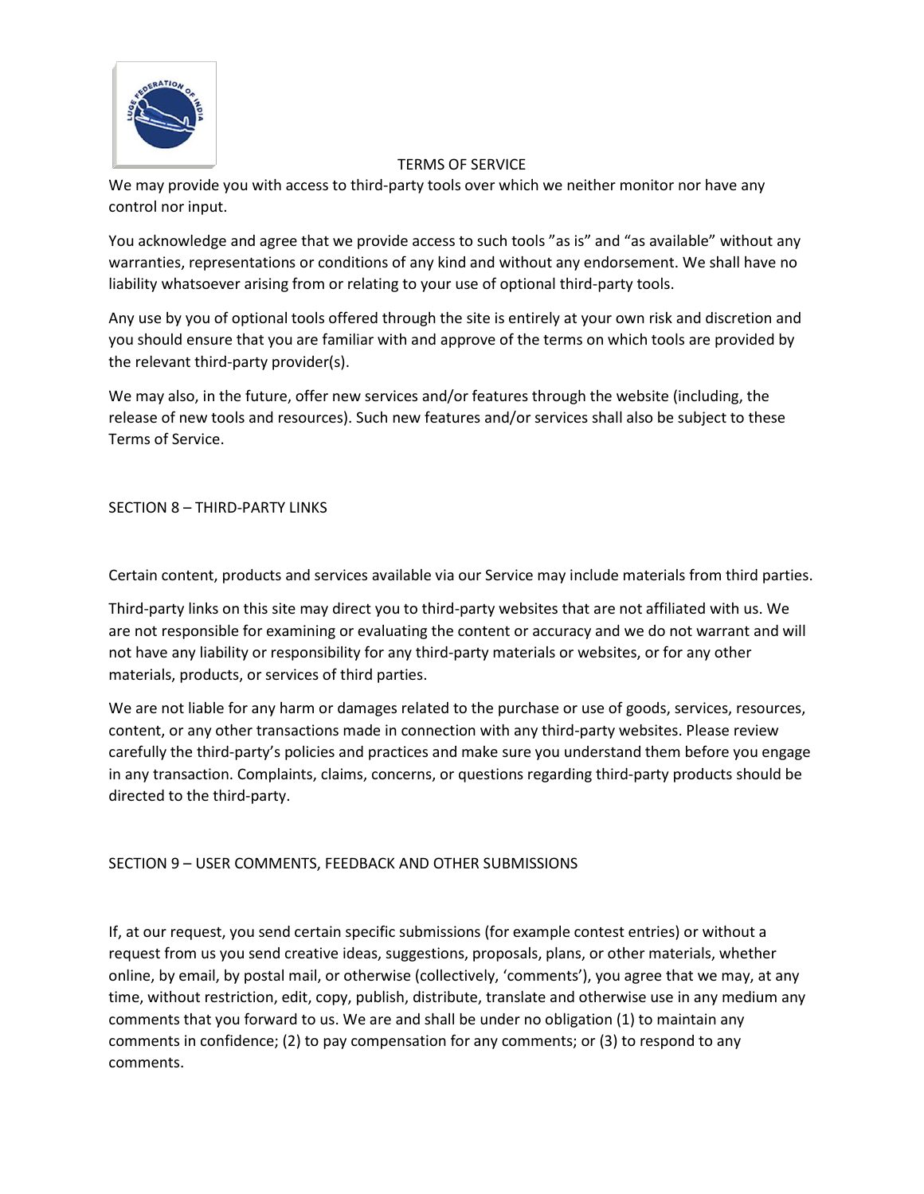TERMS OF SERVICE

We may provide you with access to third-party tools over which we neither monitor nor have any control nor input.

You acknowledge and agree that we provide access to such tools "as is" and "as available" without any warranties, representations or conditions of any kind and without any endorsement. We shall have no liability whatsoever arising from or relating to your use of optional third-party tools.

Any use by you of optional tools offered through the site is entirely at your own risk and discretion and you should ensure that you are familiar with and approve of the terms on which tools are provided by the relevant third-party provider(s).

We may also, in the future, offer new services and/or features through the website (including, the release of new tools and resources). Such new features and/or services shall also be subject to these Terms of Service.

## SECTION 8 – THIRD-PARTY LINKS

Certain content, products and services available via our Service may include materials from third parties.

Third-party links on this site may direct you to third-party websites that are not affiliated with us. We are not responsible for examining or evaluating the content or accuracy and we do not warrant and will not have any liability or responsibility for any third-party materials or websites, or for any other materials, products, or services of third parties.

We are not liable for any harm or damages related to the purchase or use of goods, services, resources, content, or any other transactions made in connection with any third-party websites. Please review carefully the third-party's policies and practices and make sure you understand them before you engage in any transaction. Complaints, claims, concerns, or questions regarding third-party products should be directed to the third-party.

## SECTION 9 – USER COMMENTS, FEEDBACK AND OTHER SUBMISSIONS

If, at our request, you send certain specific submissions (for example contest entries) or without a request from us you send creative ideas, suggestions, proposals, plans, or other materials, whether online, by email, by postal mail, or otherwise (collectively, 'comments'), you agree that we may, at any time, without restriction, edit, copy, publish, distribute, translate and otherwise use in any medium any comments that you forward to us. We are and shall be under no obligation (1) to maintain any comments in confidence; (2) to pay compensation for any comments; or (3) to respond to any comments.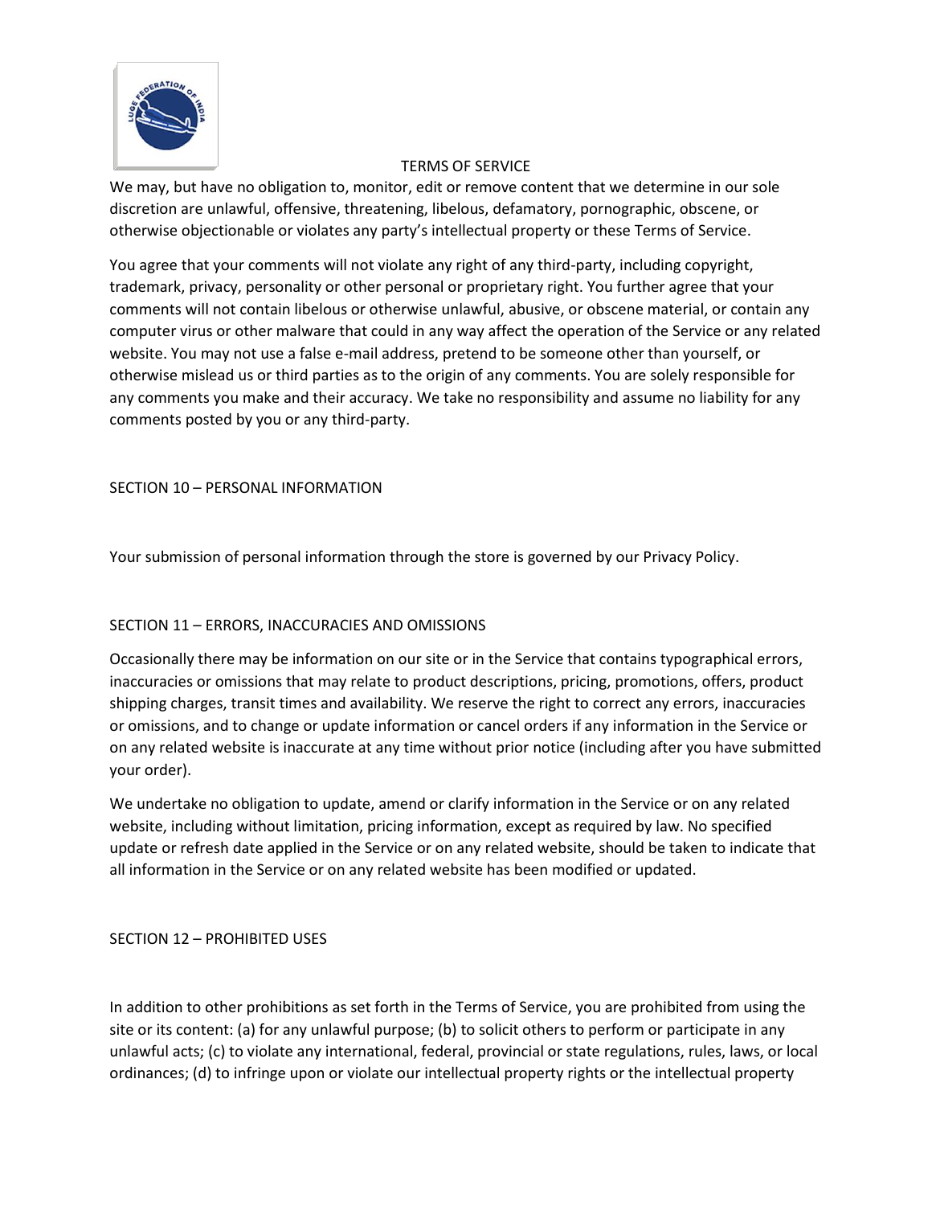TERMS OF SERVICE

We may, but have no obligation to, monitor, edit or remove content that we determine in our sole discretion are unlawful, offensive, threatening, libelous, defamatory, pornographic, obscene, or otherwise objectionable or violates any party's intellectual property or these Terms of Service.

You agree that your comments will not violate any right of any third-party, including copyright, trademark, privacy, personality or other personal or proprietary right. You further agree that your comments will not contain libelous or otherwise unlawful, abusive, or obscene material, or contain any computer virus or other malware that could in any way affect the operation of the Service or any related website. You may not use a false e-mail address, pretend to be someone other than yourself, or otherwise mislead us or third parties as to the origin of any comments. You are solely responsible for any comments you make and their accuracy. We take no responsibility and assume no liability for any comments posted by you or any third-party.

## SECTION 10 – PERSONAL INFORMATION

Your submission of personal information through the store is governed by our Privacy Policy.

## SECTION 11 – ERRORS, INACCURACIES AND OMISSIONS

Occasionally there may be information on our site or in the Service that contains typographical errors, inaccuracies or omissions that may relate to product descriptions, pricing, promotions, offers, product shipping charges, transit times and availability. We reserve the right to correct any errors, inaccuracies or omissions, and to change or update information or cancel orders if any information in the Service or on any related website is inaccurate at any time without prior notice (including after you have submitted your order).

We undertake no obligation to update, amend or clarify information in the Service or on any related website, including without limitation, pricing information, except as required by law. No specified update or refresh date applied in the Service or on any related website, should be taken to indicate that all information in the Service or on any related website has been modified or updated.

## SECTION 12 – PROHIBITED USES

In addition to other prohibitions as set forth in the Terms of Service, you are prohibited from using the site or its content: (a) for any unlawful purpose; (b) to solicit others to perform or participate in any unlawful acts; (c) to violate any international, federal, provincial or state regulations, rules, laws, or local ordinances; (d) to infringe upon or violate our intellectual property rights or the intellectual property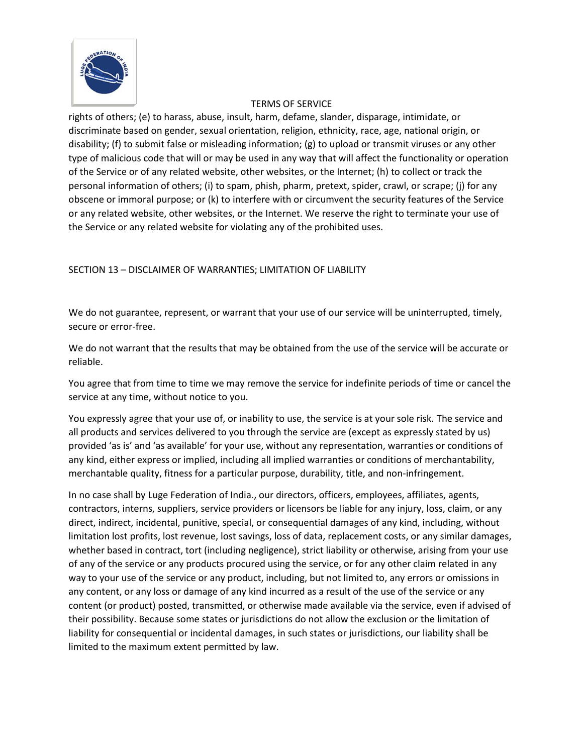rights of others; (e) to harass, abuse, insult, harm, defame, slander, disparage, intimidate, or discriminate based on gender, sexual orientation, religion, ethnicity, race, age, national origin, or disability; (f) to submit false or misleading information; (g) to upload or transmit viruses or any other type of malicious code that will or may be used in any way that will affect the functionality or operation of the Service or of any related website, other websites, or the Internet; (h) to collect or track the personal information of others; (i) to spam, phish, pharm, pretext, spider, crawl, or scrape; (j) for any obscene or immoral purpose; or (k) to interfere with or circumvent the security features of the Service or any related website, other websites, or the Internet. We reserve the right to terminate your use of the Service or any related website for violating any of the prohibited uses.

## SECTION 13 – DISCLAIMER OF WARRANTIES; LIMITATION OF LIABILITY

We do not guarantee, represent, or warrant that your use of our service will be uninterrupted, timely, secure or error-free.

We do not warrant that the results that may be obtained from the use of the service will be accurate or reliable.

You agree that from time to time we may remove the service for indefinite periods of time or cancel the service at any time, without notice to you.

You expressly agree that your use of, or inability to use, the service is at your sole risk. The service and all products and services delivered to you through the service are (except as expressly stated by us) provided 'as is' and 'as available' for your use, without any representation, warranties or conditions of any kind, either express or implied, including all implied warranties or conditions of merchantability, merchantable quality, fitness for a particular purpose, durability, title, and non-infringement.

In no case shall by Luge Federation of India., our directors, officers, employees, affiliates, agents, contractors, interns, suppliers, service providers or licensors be liable for any injury, loss, claim, or any direct, indirect, incidental, punitive, special, or consequential damages of any kind, including, without limitation lost profits, lost revenue, lost savings, loss of data, replacement costs, or any similar damages, whether based in contract, tort (including negligence), strict liability or otherwise, arising from your use of any of the service or any products procured using the service, or for any other claim related in any way to your use of the service or any product, including, but not limited to, any errors or omissions in any content, or any loss or damage of any kind incurred as a result of the use of the service or any content (or product) posted, transmitted, or otherwise made available via the service, even if advised of their possibility. Because some states or jurisdictions do not allow the exclusion or the limitation of liability for consequential or incidental damages, in such states or jurisdictions, our liability shall be limited to the maximum extent permitted by law.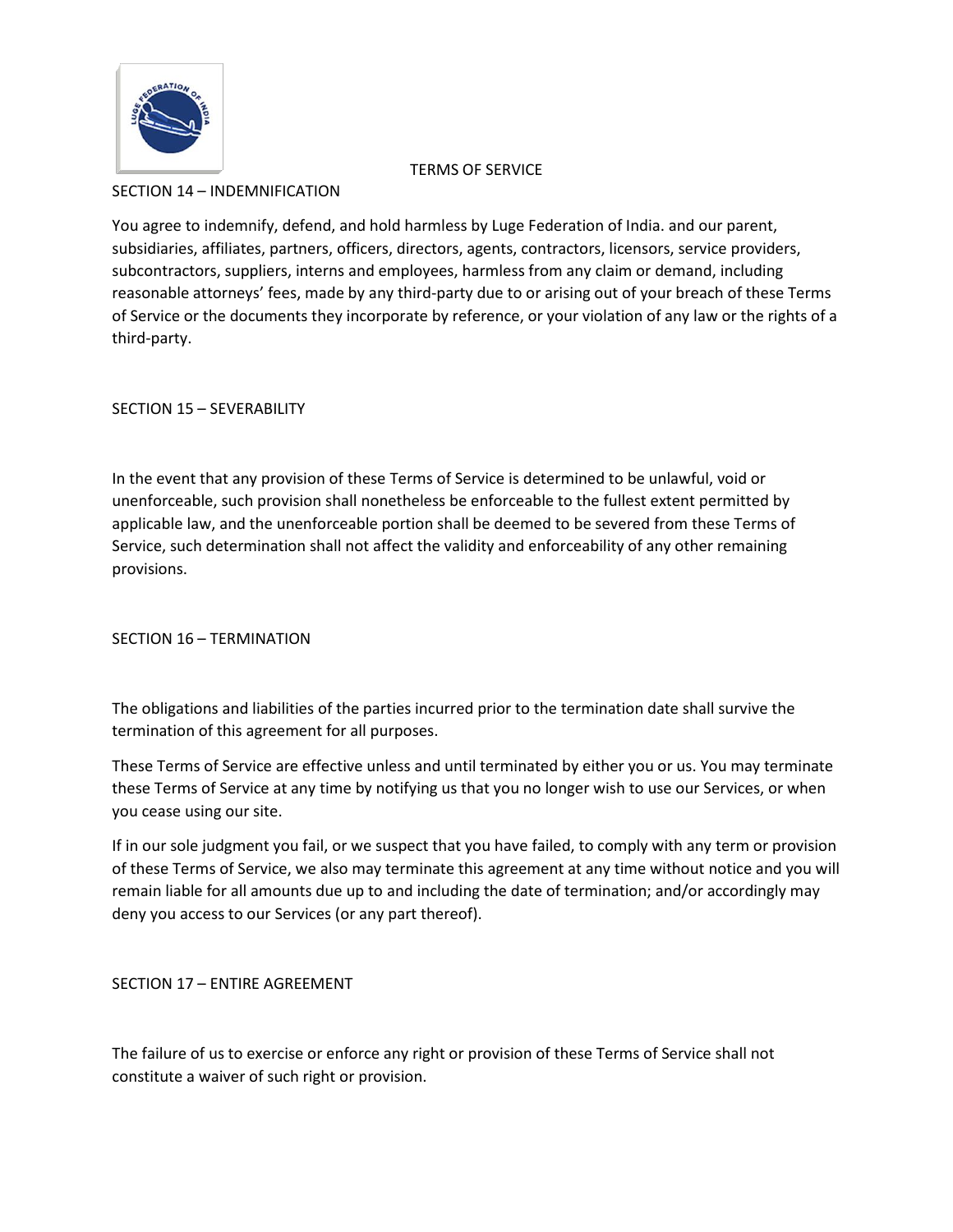TERMS OF SERVICE

## SECTION 14 – INDEMNIFICATION

You agree to indemnify, defend, and hold harmless by Luge Federation of India. and our parent, subsidiaries, affiliates, partners, officers, directors, agents, contractors, licensors, service providers, subcontractors, suppliers, interns and employees, harmless from any claim or demand, including reasonable attorneys' fees, made by any third-party due to or arising out of your breach of these Terms of Service or the documents they incorporate by reference, or your violation of any law or the rights of a third-party.

## SECTION 15 – SEVERABILITY

In the event that any provision of these Terms of Service is determined to be unlawful, void or unenforceable, such provision shall nonetheless be enforceable to the fullest extent permitted by applicable law, and the unenforceable portion shall be deemed to be severed from these Terms of Service, such determination shall not affect the validity and enforceability of any other remaining provisions.

## SECTION 16 – TERMINATION

The obligations and liabilities of the parties incurred prior to the termination date shall survive the termination of this agreement for all purposes.

These Terms of Service are effective unless and until terminated by either you or us. You may terminate these Terms of Service at any time by notifying us that you no longer wish to use our Services, or when you cease using our site.

If in our sole judgment you fail, or we suspect that you have failed, to comply with any term or provision of these Terms of Service, we also may terminate this agreement at any time without notice and you will remain liable for all amounts due up to and including the date of termination; and/or accordingly may deny you access to our Services (or any part thereof).

## SECTION 17 – ENTIRE AGREEMENT

The failure of us to exercise or enforce any right or provision of these Terms of Service shall not constitute a waiver of such right or provision.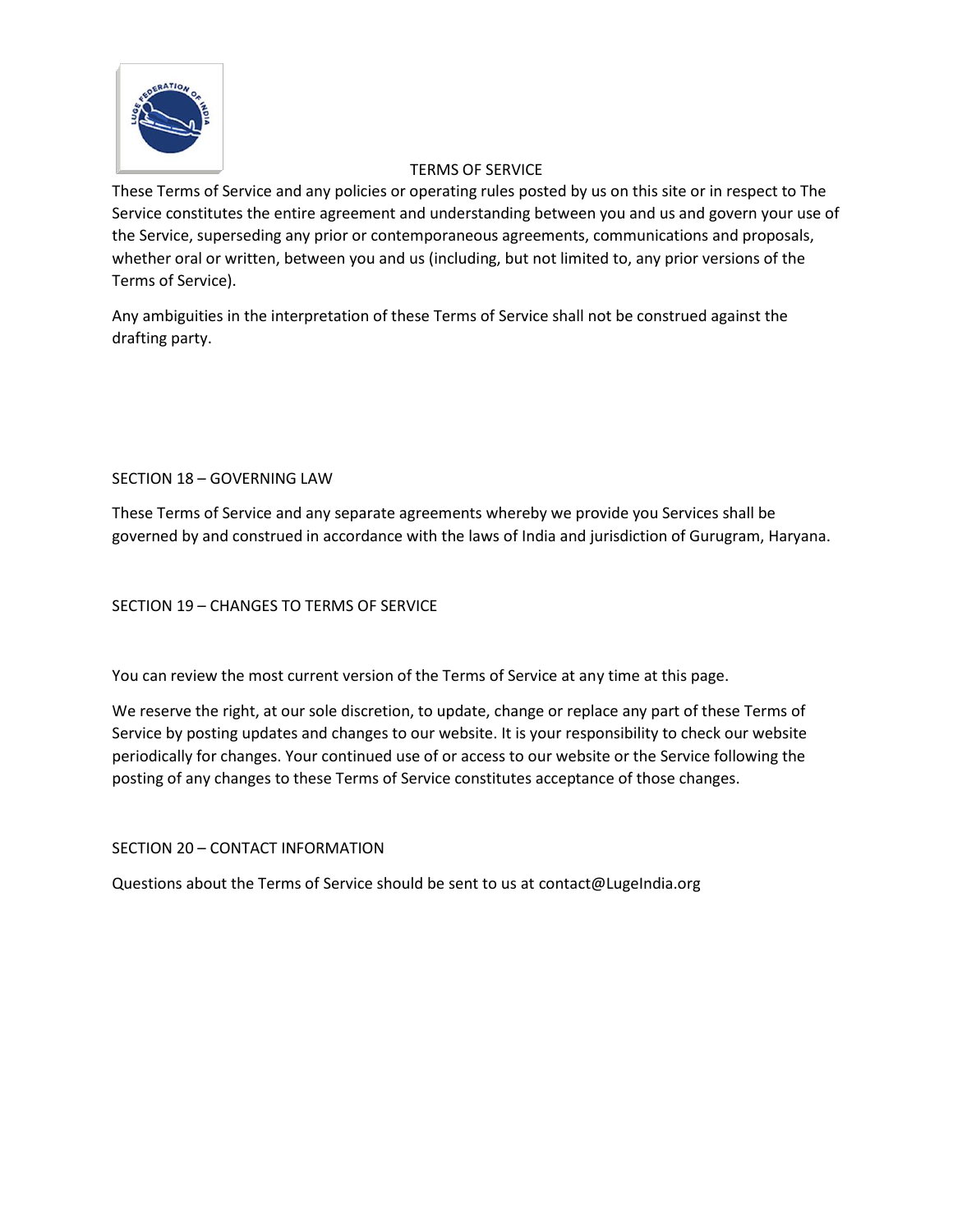# TERMS OF SERVICE

These Terms of Service and any policies or operating rules posted by us on this site or in respect to The Service constitutes the entire agreement and understanding between you and us and govern your use of the Service, superseding any prior or contemporaneous agreements, communications and proposals, whether oral or written, between you and us (including, but not limited to, any prior versions of the Terms of Service).

Any ambiguities in the interpretation of these Terms of Service shall not be construed against the drafting party.

## SECTION 18 – GOVERNING LAW

These Terms of Service and any separate agreements whereby we provide you Services shall be governed by and construed in accordance with the laws of India and jurisdiction of Gurugram, Haryana.

## SECTION 19 – CHANGES TO TERMS OF SERVICE

You can review the most current version of the Terms of Service at any time at this page.

We reserve the right, at our sole discretion, to update, change or replace any part of these Terms of Service by posting updates and changes to our website. It is your responsibility to check our website periodically for changes. Your continued use of or access to our website or the Service following the posting of any changes to these Terms of Service constitutes acceptance of those changes.

## SECTION 20 – CONTACT INFORMATION

Questions about the Terms of Service should be sent to us at contact@LugeIndia.org